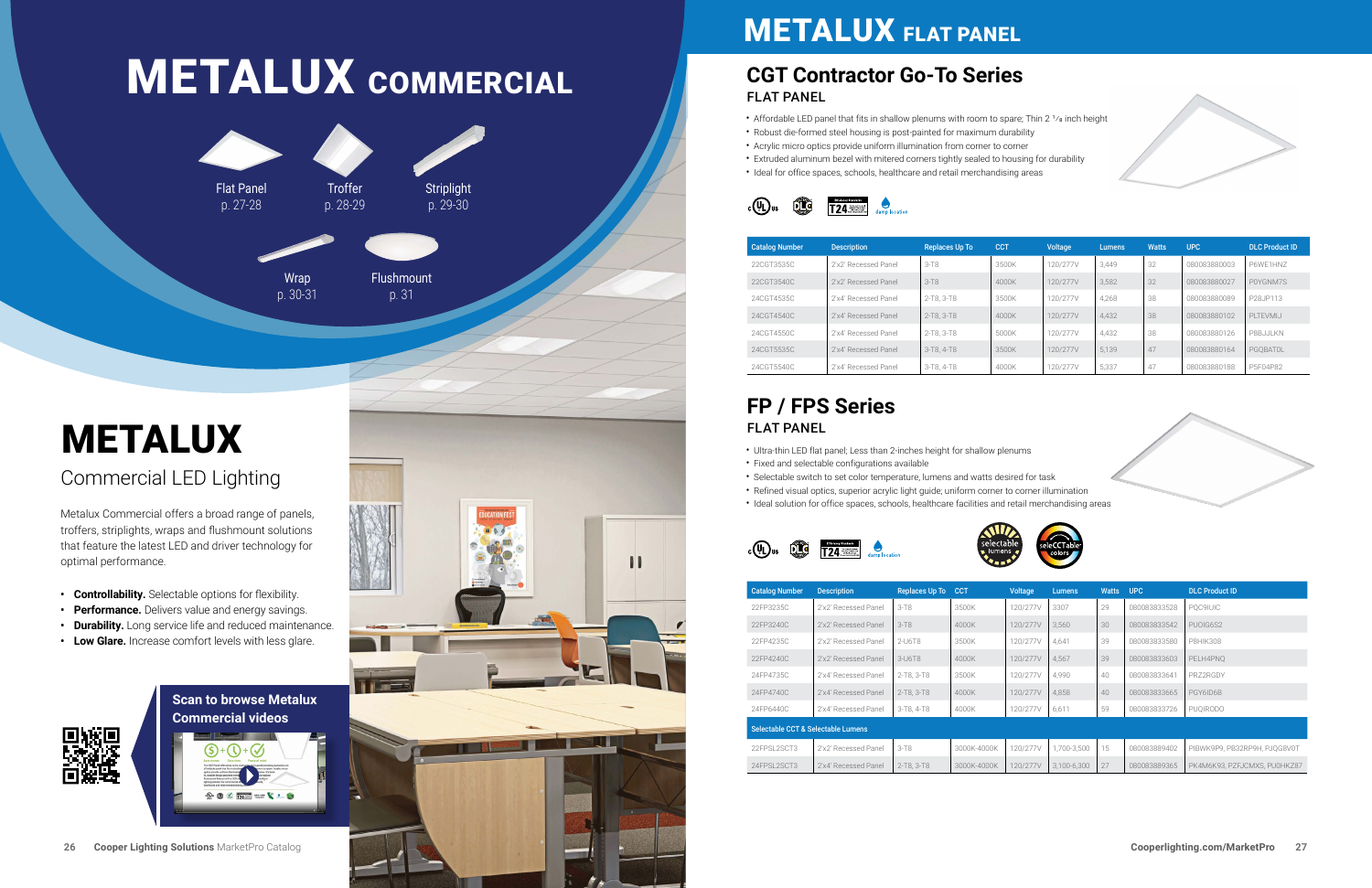# METALUX COMMERCIAL

Flat Panel
p. 27-28

Troffer
p. 28-29

Striplight
p. 29-30

Wrap
p. 30-31

Flushmount
p. 31

# METALUX

## Commercial LED Lighting

Metalux Commercial offers a broad range of panels, troffers, striplights, wraps and flushmount solutions that feature the latest LED and driver technology for optimal performance.

- **Controllability.** Selectable options for flexibility.
- **Performance.** Delivers value and energy savings.
- **Durability.** Long service life and reduced maintenance.
- **Low Glare.** Increase comfort levels with less glare.

**Scan to browse Metalux Commercial videos**

# METALUX FLAT PANEL

## CGT Contractor Go-To Series

### FLAT PANEL

- Affordable LED panel that fits in shallow plenums with room to spare; Thin 2 ¹⁄₈ inch height
- Robust die-formed steel housing is post-painted for maximum durability
- Acrylic micro optics provide uniform illumination from corner to corner
- Extruded aluminum bezel with mitered corners tightly sealed to housing for durability
- Ideal for office spaces, schools, healthcare and retail merchandising areas

| Catalog Number | Description | Replaces Up To | CCT | Voltage | Lumens | Watts | UPC | DLC Product ID |
|---|---|---|---|---|---|---|---|---|
| 22CGT3535C | 2'x2' Recessed Panel | 3-T8 | 3500K | 120/277V | 3,449 | 32 | 080083880003 | P6WE1HNZ |
| 22CGT3540C | 2'x2' Recessed Panel | 3-T8 | 4000K | 120/277V | 3,582 | 32 | 080083880027 | P0YGNM7S |
| 24CGT4535C | 2'x4' Recessed Panel | 2-T8, 3-T8 | 3500K | 120/277V | 4,268 | 38 | 080083880089 | P28JP113 |
| 24CGT4540C | 2'x4' Recessed Panel | 2-T8, 3-T8 | 4000K | 120/277V | 4,432 | 38 | 080083880102 | PLTEVMIJ |
| 24CGT4550C | 2'x4' Recessed Panel | 2-T8, 3-T8 | 5000K | 120/277V | 4,432 | 38 | 080083880126 | P8BJJLKN |
| 24CGT5535C | 2'x4' Recessed Panel | 3-T8, 4-T8 | 3500K | 120/277V | 5,139 | 47 | 080083880164 | PGQBATOL |
| 24CGT5540C | 2'x4' Recessed Panel | 3-T8, 4-T8 | 4000K | 120/277V | 5,337 | 47 | 080083880188 | P5F04P82 |

## FP / FPS Series

### FLAT PANEL

- Ultra-thin LED flat panel; Less than 2-inches height for shallow plenums
- Fixed and selectable configurations available
- Selectable switch to set color temperature, lumens and watts desired for task
- Refined visual optics, superior acrylic light guide; uniform corner to corner illumination
- Ideal solution for office spaces, schools, healthcare facilities and retail merchandising areas

| Catalog Number | Description | Replaces Up To | CCT | Voltage | Lumens | Watts | UPC | DLC Product ID |
|---|---|---|---|---|---|---|---|---|
| 22FP3235C | 2'x2' Recessed Panel | 3-T8 | 3500K | 120/277V | 3307 | 29 | 080083833528 | PQC9IUIC |
| 22FP3240C | 2'x2' Recessed Panel | 3-T8 | 4000K | 120/277V | 3,560 | 30 | 080083833542 | PUOIG6S2 |
| 22FP4235C | 2'x2' Recessed Panel | 2-U6T8 | 3500K | 120/277V | 4,641 | 39 | 080083833580 | PBHIK308 |
| 22FP4240C | 2'x2' Recessed Panel | 3-U6T8 | 4000K | 120/277V | 4,567 | 39 | 080083833603 | PELH4PNQ |
| 24FP4735C | 2'x4' Recessed Panel | 2-T8, 3-T8 | 3500K | 120/277V | 4,990 | 40 | 080083833641 | PRZ2RGDY |
| 24FP4740C | 2'x4' Recessed Panel | 2-T8, 3-T8 | 4000K | 120/277V | 4,858 | 40 | 080083833665 | PGY6ID6B |
| 24FP6440C | 2'x4' Recessed Panel | 3-T8, 4-T8 | 4000K | 120/277V | 6,611 | 59 | 080083833726 | PUQIRODO |
| **Selectable CCT & Selectable Lumens** | | | | | | | | |
| 22FPSL2SCT3 | 2'x2' Recessed Panel | 3-T8 | 3000K-4000K | 120/277V | 1,700-3,500 | 15 | 080083889402 | PIBWK9P9, PB32RP9H, PJQG8V0T |
| 24FPSL2SCT3 | 2'x4' Recessed Panel | 2-T8, 3-T8 | 3000K-4000K | 120/277V | 3,100-6,300 | 27 | 080083889365 | PK4M6K93, PZFJCMXS, PU0HKZ87 |

Cooper Lighting Solutions MarketPro Catalog

Cooperlighting.com/MarketPro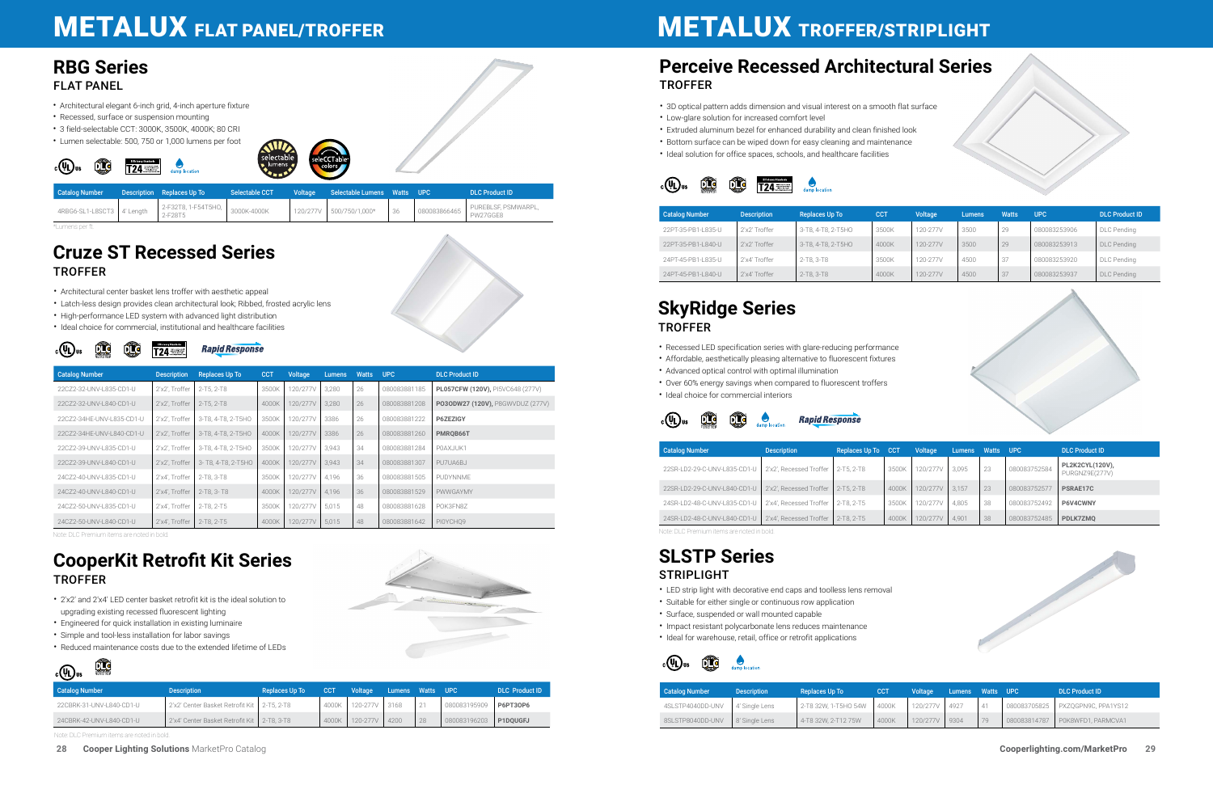# METALUX FLAT PANEL/TROFFER

## RBG Series

### FLAT PANEL

- Architectural elegant 6-inch grid, 4-inch aperture fixture
- Recessed, surface or suspension mounting
- 3 field-selectable CCT: 3000K, 3500K, 4000K; 80 CRI
- Lumen selectable: 500, 750 or 1,000 lumens per foot

| Catalog Number | Description | Replaces Up To | Selectable CCT | Voltage | Selectable Lumens | Watts | UPC | DLC Product ID |
|---|---|---|---|---|---|---|---|---|
| 4RBG6-SL1-L8SCT3 | 4' Length | 2-F32T8, 1-F54T5HO, 2-F28T5 | 3000K-4000K | 120/277V | 500/750/1,000* | 36 | 080083866465 | PUREBLSF, PSMWARPL, PW27GGE8 |

*Lumens per ft.

## Cruze ST Recessed Series

### TROFFER

- Architectural center basket lens troffer with aesthetic appeal
- Latch-less design provides clean architectural look; Ribbed, frosted acrylic lens
- High-performance LED system with advanced light distribution
- Ideal choice for commercial, institutional and healthcare facilities

| Catalog Number | Description | Replaces Up To | CCT | Voltage | Lumens | Watts | UPC | DLC Product ID |
|---|---|---|---|---|---|---|---|---|
| 22CZ2-32-UNV-L835-CD1-U | 2'x2', Troffer | 2-T5, 2-T8 | 3500K | 120/277V | 3,280 | 26 | 080083881185 | **PL057CFW (120V),** PI5VC648 (277V) |
| 22CZ2-32-UNV-L840-CD1-U | 2'x2', Troffer | 2-T5, 2-T8 | 4000K | 120/277V | 3,280 | 26 | 080083881208 | **PO3ODW27 (120V),** PBGWVDUZ (277V) |
| 22CZ2-34HE-UNV-L835-CD1-U | 2'x2', Troffer | 3-T8, 4-T8, 2-T5HO | 3500K | 120/277V | 3386 | 26 | 080083881222 | **P6ZEZIGY** |
| 22CZ2-34HE-UNV-L840-CD1-U | 2'x2', Troffer | 3-T8, 4-T8, 2-T5HO | 4000K | 120/277V | 3386 | 26 | 080083881260 | **PMRQB66T** |
| 22CZ2-39-UNV-L835-CD1-U | 2'x2', Troffer | 3-T8, 4-T8, 2-T5HO | 3500K | 120/277V | 3,943 | 34 | 080083881284 | POAXJUK1 |
| 22CZ2-39-UNV-L840-CD1-U | 2'x2', Troffer | 3- T8, 4-T8, 2-T5HO | 4000K | 120/277V | 3,943 | 34 | 080083881307 | PU7UA6BJ |
| 24CZ2-40-UNV-L835-CD1-U | 2'x4', Troffer | 2-T8, 3-T8 | 3500K | 120/277V | 4,196 | 36 | 080083881505 | PUDYNNME |
| 24CZ2-40-UNV-L840-CD1-U | 2'x4', Troffer | 2-T8, 3- T8 | 4000K | 120/277V | 4,196 | 36 | 080083881529 | PWWGAYMY |
| 24CZ2-50-UNV-L835-CD1-U | 2'x4', Troffer | 2-T8, 2-T5 | 3500K | 120/277V | 5,015 | 48 | 080083881628 | POK3FN8Z |
| 24CZ2-50-UNV-L840-CD1-U | 2'x4', Troffer | 2-T8, 2-T5 | 4000K | 120/277V | 5,015 | 48 | 080083881642 | PI0YCHQ9 |

Note: DLC Premium items are noted in bold.

## CooperKit Retrofit Kit Series

### TROFFER

- 2'x2' and 2'x4' LED center basket retrofit kit is the ideal solution to upgrading existing recessed fluorescent lighting
- Engineered for quick installation in existing luminaire
- Simple and tool-less installation for labor savings
- Reduced maintenance costs due to the extended lifetime of LEDs

| Catalog Number | Description | Replaces Up To | CCT | Voltage | Lumens | Watts | UPC | DLC Product ID |
|---|---|---|---|---|---|---|---|---|
| 22CBRK-31-UNV-L840-CD1-U | 2'x2' Center Basket Retrofit Kit | 2-T5, 2-T8 | 4000K | 120-277V | 3168 | 21 | 080083195909 | **P6PT3OP6** |
| 24CBRK-42-UNV-L840-CD1-U | 2'x4' Center Basket Retrofit Kit | 2-T8, 3-T8 | 4000K | 120-277V | 4200 | 28 | 080083196203 | **P1DQUGFJ** |

Note: DLC Premium items are noted in bold.

# METALUX TROFFER/STRIPLIGHT

## Perceive Recessed Architectural Series

### TROFFER

- 3D optical pattern adds dimension and visual interest on a smooth flat surface
- Low-glare solution for increased comfort level
- Extruded aluminum bezel for enhanced durability and clean finished look
- Bottom surface can be wiped down for easy cleaning and maintenance
- Ideal solution for office spaces, schools, and healthcare facilities

| Catalog Number | Description | Replaces Up To | CCT | Voltage | Lumens | Watts | UPC | DLC Product ID |
|---|---|---|---|---|---|---|---|---|
| 22PT-35-PB1-L835-U | 2'x2' Troffer | 3-T8, 4-T8, 2-T5HO | 3500K | 120-277V | 3500 | 29 | 080083253906 | DLC Pending |
| 22PT-35-PB1-L840-U | 2'x2' Troffer | 3-T8, 4-T8, 2-T5HO | 4000K | 120-277V | 3500 | 29 | 080083253913 | DLC Pending |
| 24PT-45-PB1-L835-U | 2'x4' Troffer | 2-T8, 3-T8 | 3500K | 120-277V | 4500 | 37 | 080083253920 | DLC Pending |
| 24PT-45-PB1-L840-U | 2'x4' Troffer | 2-T8, 3-T8 | 4000K | 120-277V | 4500 | 37 | 080083253937 | DLC Pending |

## SkyRidge Series

### TROFFER

- Recessed LED specification series with glare-reducing performance
- Affordable, aesthetically pleasing alternative to fluorescent fixtures
- Advanced optical control with optimal illumination
- Over 60% energy savings when compared to fluorescent troffers
- Ideal choice for commercial interiors

| Catalog Number | Description | Replaces Up To | CCT | Voltage | Lumens | Watts | UPC | DLC Product ID |
|---|---|---|---|---|---|---|---|---|
| 22SR-LD2-29-C-UNV-L835-CD1-U | 2'x2', Recessed Troffer | 2-T5, 2-T8 | 3500K | 120/277V | 3,095 | 23 | 080083752584 | **PL2K2CYL(120V),** PURGNZ9E(277V) |
| 22SR-LD2-29-C-UNV-L840-CD1-U | 2'x2', Recessed Troffer | 2-T5, 2-T8 | 4000K | 120/277V | 3,157 | 23 | 080083752577 | **PSRAE17C** |
| 24SR-LD2-48-C-UNV-L835-CD1-U | 2'x4', Recessed Troffer | 2-T8, 2-T5 | 3500K | 120/277V | 4,805 | 38 | 080083752492 | **P6V4CWNY** |
| 24SR-LD2-48-C-UNV-L840-CD1-U | 2'x4', Recessed Troffer | 2-T8, 2-T5 | 4000K | 120/277V | 4,901 | 38 | 080083752485 | **PDLK7ZMQ** |

Note: DLC Premium items are noted in bold.

## SLSTP Series

### STRIPLIGHT

- LED strip light with decorative end caps and toolless lens removal
- Suitable for either single or continuous row application
- Surface, suspended or wall mounted capable
- Impact resistant polycarbonate lens reduces maintenance
- Ideal for warehouse, retail, office or retrofit applications

| Catalog Number | Description | Replaces Up To | CCT | Voltage | Lumens | Watts | UPC | DLC Product ID |
|---|---|---|---|---|---|---|---|---|
| 4SLSTP4040DD-UNV | 4' Single Lens | 2-T8 32W, 1-T5HO 54W | 4000K | 120/277V | 4927 | 41 | 080083705825 | PXZQGPN9C, PPA1YS12 |
| 8SLSTP8040DD-UNV | 8' Single Lens | 4-T8 32W, 2-T12 75W | 4000K | 120/277V | 9304 | 79 | 080083814787 | P0K8WFD1, PARMCVA1 |